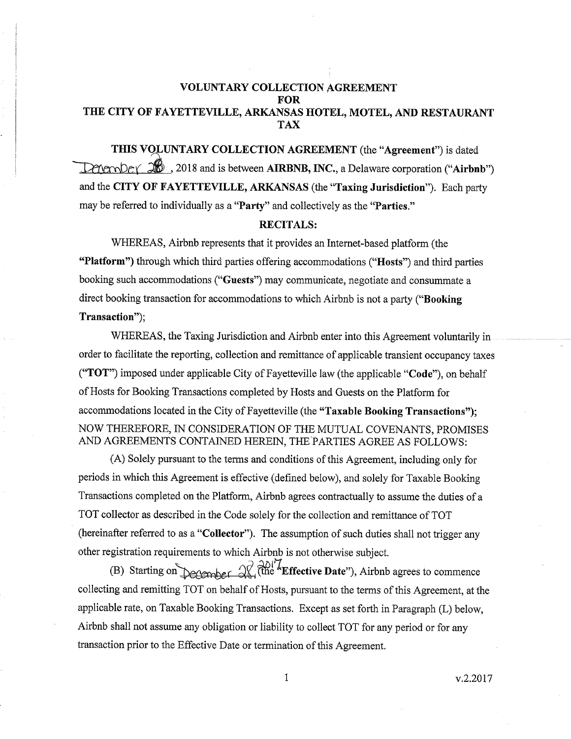# VOLUNTARY COLLECTION AGREEMENT FOR THE CITY OF FAYETTEVILLE, ARKANSAS HOTEL, MOTEL, AND RESTAURANT TAX

**THIS VOLUNTARY COLLECTION AGREEMENT** (the "**Agreement**") is dated December 28, 2018 and is between **AIRBNB, INC.**, a Delaware corporation ("**Airbnb**") and the **CITY OF FAYETTEVILLE, ARKANSAS** (the "**Taxing Jurisdiction**"). Each party may be referred to individually as a "**Party**" and collectively as the "**Parties.**"

## RECITALS:

WHEREAS, Airbnb represents that it provides an Internet-based platform (the **"Platform")** through which third parties offering accommodations ("**Hosts**") and third parties booking such accommodations ("**Guests**") may communicate, negotiate and consummate a direct booking transaction for accommodations to which Airbnb is not a party ("**Booking Transaction**");

WHEREAS, the Taxing Jurisdiction and Airbnb enter into this Agreement voluntarily in order to facilitate the reporting, collection and remittance of applicable transient occupancy taxes ("**TOT**") imposed under applicable City of Fayetteville law (the applicable "**Code**"), on behalf of Hosts for Booking Transactions completed by Hosts and Guests on the Platform for accommodations located in the City of Fayetteville (the **"Taxable Booking Transactions")**;

NOW THEREFORE, IN CONSIDERATION OF THE MUTUAL COVENANTS, PROMISES AND AGREEMENTS CONTAINED HEREIN, THE PARTIES AGREE AS FOLLOWS:

(A) Solely pursuant to the terms and conditions of this Agreement, including only for periods in which this Agreement is effective (defined below), and solely for Taxable Booking Transactions completed on the Platform, Airbnb agrees contractually to assume the duties of a TOT collector as described in the Code solely for the collection and remittance of TOT (hereinafter referred to as a "**Collector**"). The assumption of such duties shall not trigger any other registration requirements to which Airbnb is not otherwise subject.

(B) Starting on December 28, 2017 (the "**Effective Date**"), Airbnb agrees to commence collecting and remitting TOT on behalf of Hosts, pursuant to the terms of this Agreement, at the applicable rate, on Taxable Booking Transactions. Except as set forth in Paragraph (L) below, Airbnb shall not assume any obligation or liability to collect TOT for any period or for any transaction prior to the Effective Date or termination of this Agreement.

v.2.2017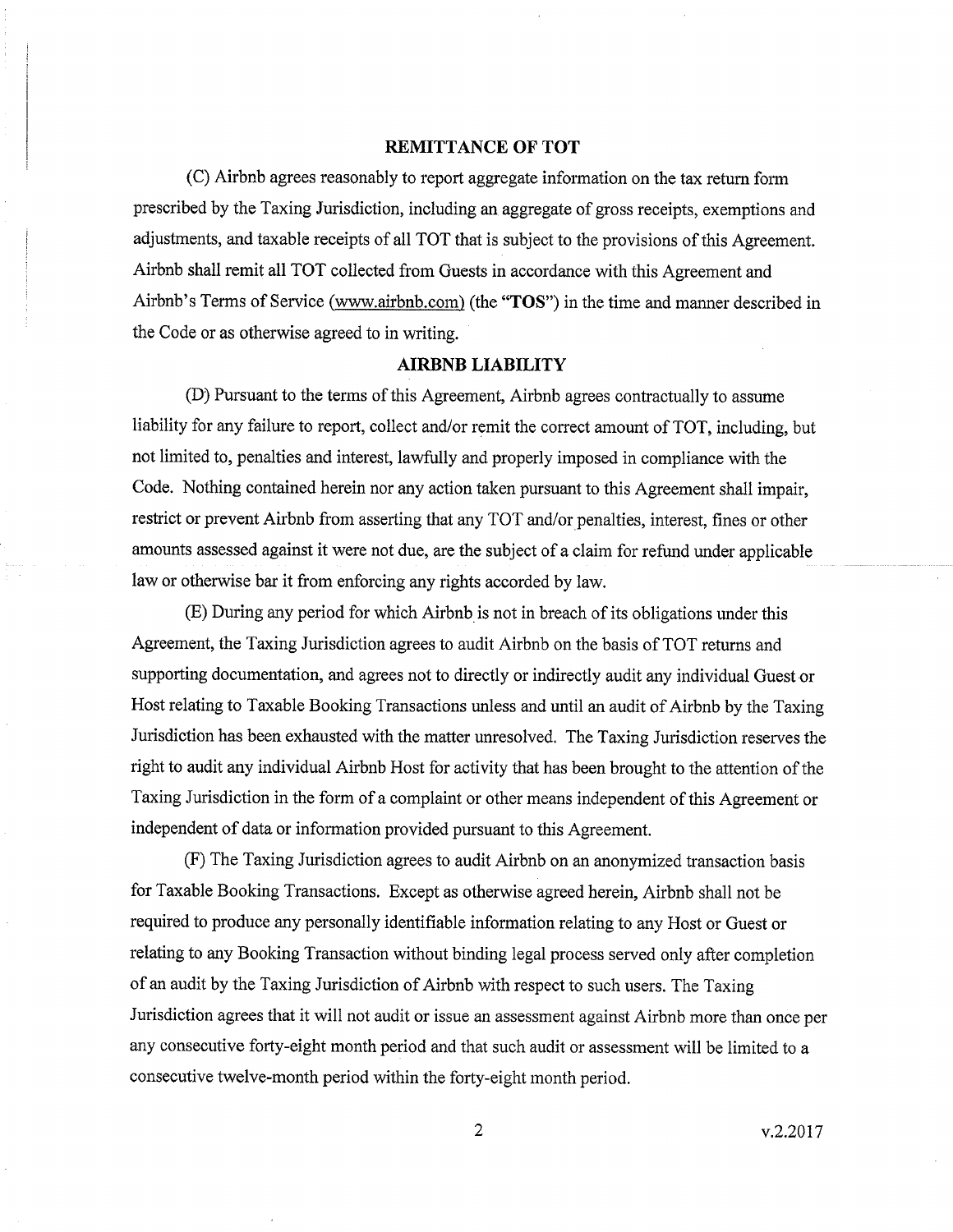## REMITTANCE OF TOT

(C) Airbnb agrees reasonably to report aggregate information on the tax return form prescribed by the Taxing Jurisdiction, including an aggregate of gross receipts, exemptions and adjustments, and taxable receipts of all TOT that is subject to the provisions of this Agreement. Airbnb shall remit all TOT collected from Guests in accordance with this Agreement and Airbnb's Terms of Service (www.airbnb.com) (the "**TOS**") in the time and manner described in the Code or as otherwise agreed to in writing.

## AIRBNB LIABILITY

(D) Pursuant to the terms of this Agreement, Airbnb agrees contractually to assume liability for any failure to report, collect and/or remit the correct amount of TOT, including, but not limited to, penalties and interest, lawfully and properly imposed in compliance with the Code. Nothing contained herein nor any action taken pursuant to this Agreement shall impair, restrict or prevent Airbnb from asserting that any TOT and/or penalties, interest, fines or other amounts assessed against it were not due, are the subject of a claim for refund under applicable law or otherwise bar it from enforcing any rights accorded by law.

(E) During any period for which Airbnb is not in breach of its obligations under this Agreement, the Taxing Jurisdiction agrees to audit Airbnb on the basis of TOT returns and supporting documentation, and agrees not to directly or indirectly audit any individual Guest or Host relating to Taxable Booking Transactions unless and until an audit of Airbnb by the Taxing Jurisdiction has been exhausted with the matter unresolved. The Taxing Jurisdiction reserves the right to audit any individual Airbnb Host for activity that has been brought to the attention of the Taxing Jurisdiction in the form of a complaint or other means independent of this Agreement or independent of data or information provided pursuant to this Agreement.

(F) The Taxing Jurisdiction agrees to audit Airbnb on an anonymized transaction basis for Taxable Booking Transactions. Except as otherwise agreed herein, Airbnb shall not be required to produce any personally identifiable information relating to any Host or Guest or relating to any Booking Transaction without binding legal process served only after completion of an audit by the Taxing Jurisdiction of Airbnb with respect to such users. The Taxing Jurisdiction agrees that it will not audit or issue an assessment against Airbnb more than once per any consecutive forty-eight month period and that such audit or assessment will be limited to a consecutive twelve-month period within the forty-eight month period.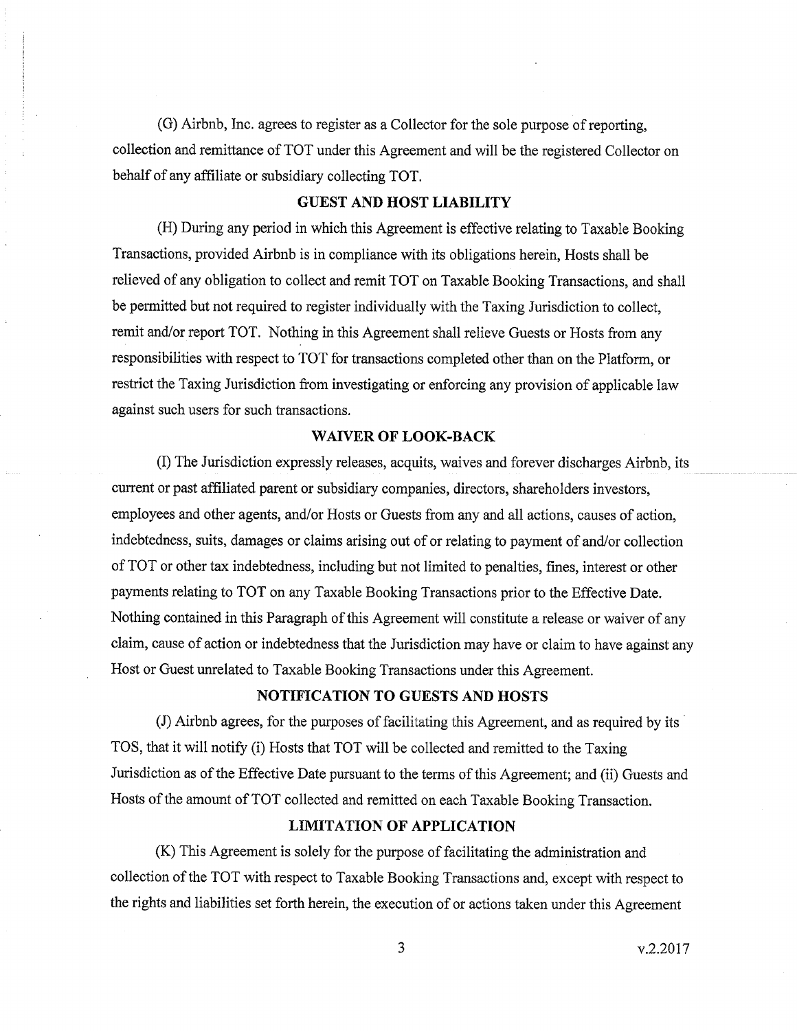(G) Airbnb, Inc. agrees to register as a Collector for the sole purpose of reporting, collection and remittance of TOT under this Agreement and will be the registered Collector on behalf of any affiliate or subsidiary collecting TOT.

**GUEST AND HOST LIABILITY**

(H) During any period in which this Agreement is effective relating to Taxable Booking Transactions, provided Airbnb is in compliance with its obligations herein, Hosts shall be relieved of any obligation to collect and remit TOT on Taxable Booking Transactions, and shall be permitted but not required to register individually with the Taxing Jurisdiction to collect, remit and/or report TOT. Nothing in this Agreement shall relieve Guests or Hosts from any responsibilities with respect to TOT for transactions completed other than on the Platform, or restrict the Taxing Jurisdiction from investigating or enforcing any provision of applicable law against such users for such transactions.

**WAIVER OF LOOK-BACK**

(I) The Jurisdiction expressly releases, acquits, waives and forever discharges Airbnb, its current or past affiliated parent or subsidiary companies, directors, shareholders investors, employees and other agents, and/or Hosts or Guests from any and all actions, causes of action, indebtedness, suits, damages or claims arising out of or relating to payment of and/or collection of TOT or other tax indebtedness, including but not limited to penalties, fines, interest or other payments relating to TOT on any Taxable Booking Transactions prior to the Effective Date. Nothing contained in this Paragraph of this Agreement will constitute a release or waiver of any claim, cause of action or indebtedness that the Jurisdiction may have or claim to have against any Host or Guest unrelated to Taxable Booking Transactions under this Agreement.

**NOTIFICATION TO GUESTS AND HOSTS**

(J) Airbnb agrees, for the purposes of facilitating this Agreement, and as required by its TOS, that it will notify (i) Hosts that TOT will be collected and remitted to the Taxing Jurisdiction as of the Effective Date pursuant to the terms of this Agreement; and (ii) Guests and Hosts of the amount of TOT collected and remitted on each Taxable Booking Transaction.

**LIMITATION OF APPLICATION**

(K) This Agreement is solely for the purpose of facilitating the administration and collection of the TOT with respect to Taxable Booking Transactions and, except with respect to the rights and liabilities set forth herein, the execution of or actions taken under this Agreement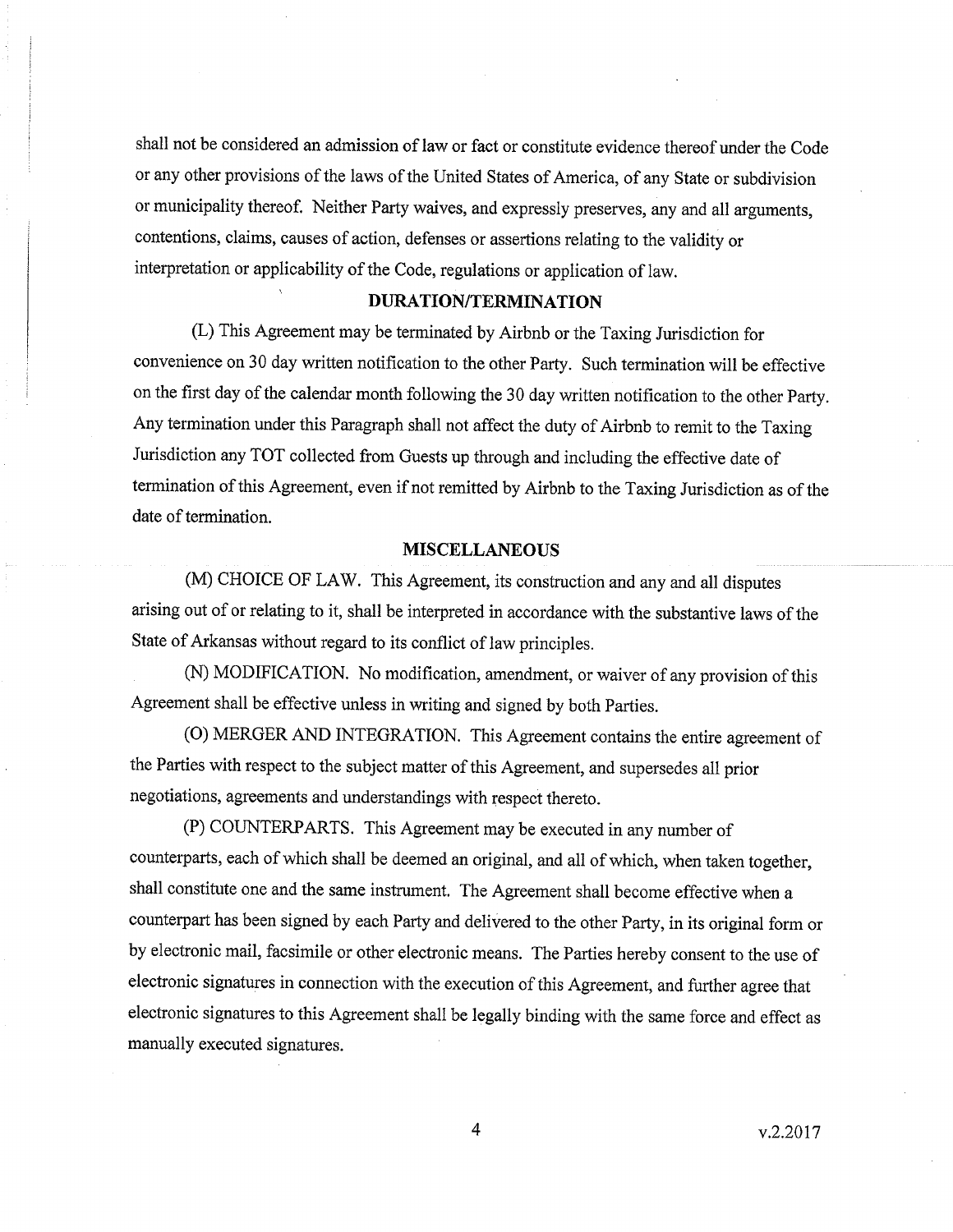shall not be considered an admission of law or fact or constitute evidence thereof under the Code or any other provisions of the laws of the United States of America, of any State or subdivision or municipality thereof. Neither Party waives, and expressly preserves, any and all arguments, contentions, claims, causes of action, defenses or assertions relating to the validity or interpretation or applicability of the Code, regulations or application of law.

## DURATION/TERMINATION

(L) This Agreement may be terminated by Airbnb or the Taxing Jurisdiction for convenience on 30 day written notification to the other Party. Such termination will be effective on the first day of the calendar month following the 30 day written notification to the other Party. Any termination under this Paragraph shall not affect the duty of Airbnb to remit to the Taxing Jurisdiction any TOT collected from Guests up through and including the effective date of termination of this Agreement, even if not remitted by Airbnb to the Taxing Jurisdiction as of the date of termination.

## MISCELLANEOUS

(M) CHOICE OF LAW. This Agreement, its construction and any and all disputes arising out of or relating to it, shall be interpreted in accordance with the substantive laws of the State of Arkansas without regard to its conflict of law principles.

(N) MODIFICATION. No modification, amendment, or waiver of any provision of this Agreement shall be effective unless in writing and signed by both Parties.

(O) MERGER AND INTEGRATION. This Agreement contains the entire agreement of the Parties with respect to the subject matter of this Agreement, and supersedes all prior negotiations, agreements and understandings with respect thereto.

(P) COUNTERPARTS. This Agreement may be executed in any number of counterparts, each of which shall be deemed an original, and all of which, when taken together, shall constitute one and the same instrument. The Agreement shall become effective when a counterpart has been signed by each Party and delivered to the other Party, in its original form or by electronic mail, facsimile or other electronic means. The Parties hereby consent to the use of electronic signatures in connection with the execution of this Agreement, and further agree that electronic signatures to this Agreement shall be legally binding with the same force and effect as manually executed signatures.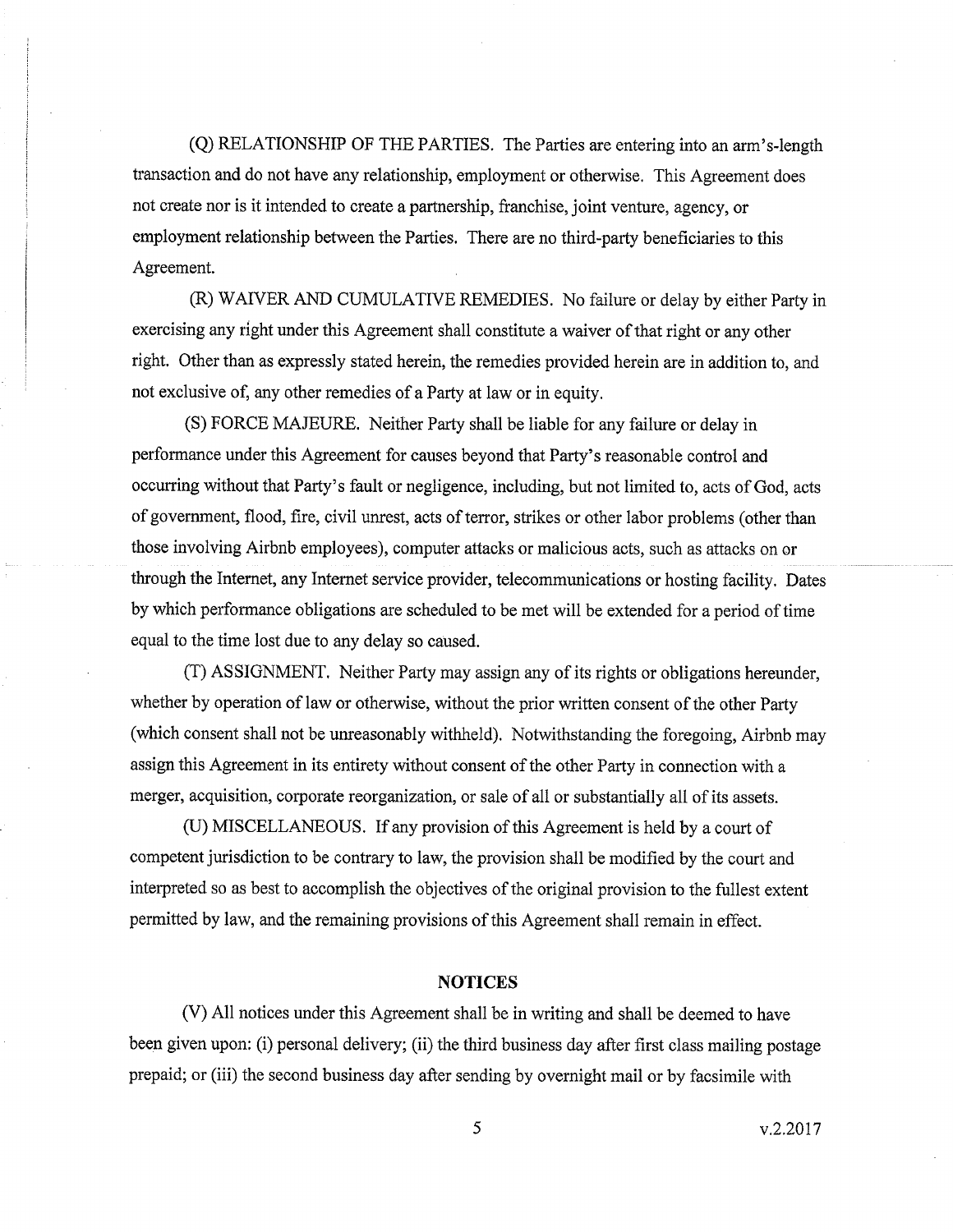(Q) RELATIONSHIP OF THE PARTIES. The Parties are entering into an arm's-length transaction and do not have any relationship, employment or otherwise. This Agreement does not create nor is it intended to create a partnership, franchise, joint venture, agency, or employment relationship between the Parties. There are no third-party beneficiaries to this Agreement.

(R) WAIVER AND CUMULATIVE REMEDIES. No failure or delay by either Party in exercising any right under this Agreement shall constitute a waiver of that right or any other right. Other than as expressly stated herein, the remedies provided herein are in addition to, and not exclusive of, any other remedies of a Party at law or in equity.

(S) FORCE MAJEURE. Neither Party shall be liable for any failure or delay in performance under this Agreement for causes beyond that Party's reasonable control and occurring without that Party's fault or negligence, including, but not limited to, acts of God, acts of government, flood, fire, civil unrest, acts of terror, strikes or other labor problems (other than those involving Airbnb employees), computer attacks or malicious acts, such as attacks on or through the Internet, any Internet service provider, telecommunications or hosting facility. Dates by which performance obligations are scheduled to be met will be extended for a period of time equal to the time lost due to any delay so caused.

(T) ASSIGNMENT. Neither Party may assign any of its rights or obligations hereunder, whether by operation of law or otherwise, without the prior written consent of the other Party (which consent shall not be unreasonably withheld). Notwithstanding the foregoing, Airbnb may assign this Agreement in its entirety without consent of the other Party in connection with a merger, acquisition, corporate reorganization, or sale of all or substantially all of its assets.

(U) MISCELLANEOUS. If any provision of this Agreement is held by a court of competent jurisdiction to be contrary to law, the provision shall be modified by the court and interpreted so as best to accomplish the objectives of the original provision to the fullest extent permitted by law, and the remaining provisions of this Agreement shall remain in effect.

## NOTICES

(V) All notices under this Agreement shall be in writing and shall be deemed to have been given upon: (i) personal delivery; (ii) the third business day after first class mailing postage prepaid; or (iii) the second business day after sending by overnight mail or by facsimile with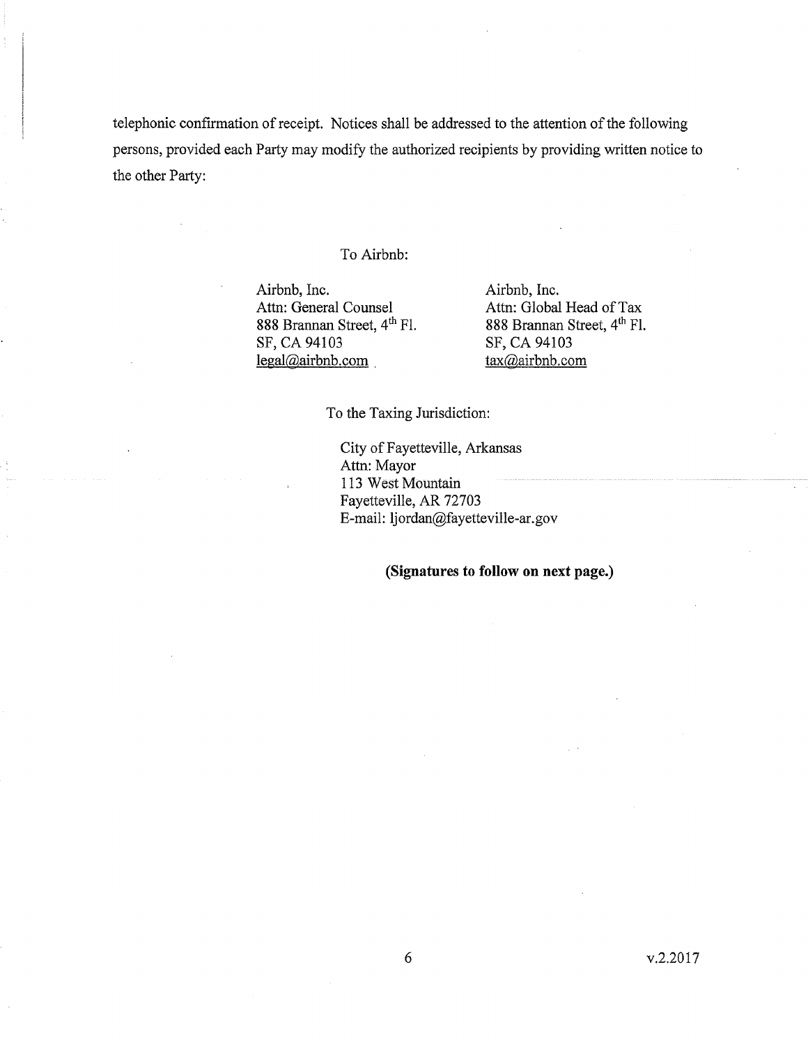telephonic confirmation of receipt. Notices shall be addressed to the attention of the following persons, provided each Party may modify the authorized recipients by providing written notice to the other Party:

To Airbnb:

Airbnb, Inc.
Attn: General Counsel
888 Brannan Street, 4th Fl.
SF, CA 94103
legal@airbnb.com

Airbnb, Inc.
Attn: Global Head of Tax
888 Brannan Street, 4th Fl.
SF, CA 94103
tax@airbnb.com

To the Taxing Jurisdiction:

City of Fayetteville, Arkansas
Attn: Mayor
113 West Mountain
Fayetteville, AR 72703
E-mail: ljordan@fayetteville-ar.gov

**(Signatures to follow on next page.)**

v.2.2017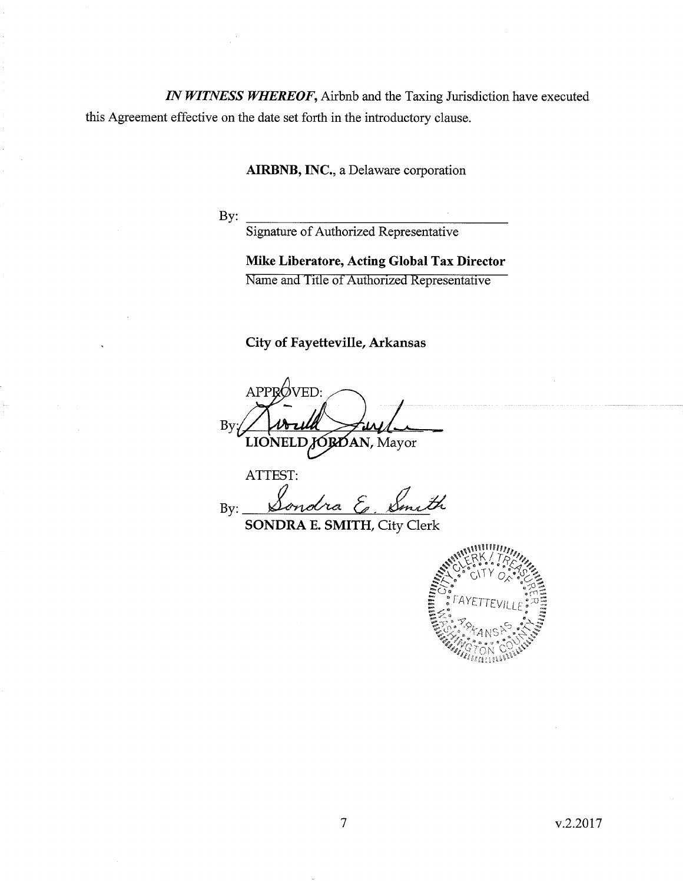*IN WITNESS WHEREOF,* Airbnb and the Taxing Jurisdiction have executed this Agreement effective on the date set forth in the introductory clause.

**AIRBNB, INC.**, a Delaware corporation

By: ______________________________

Signature of Authorized Representative

**Mike Liberatore, Acting Global Tax Director**

Name and Title of Authorized Representative

**City of Fayetteville, Arkansas**

APPROVED:

By: ______________________________

**LIONELD JORDAN**, Mayor

ATTEST:

By: ______________________________

**SONDRA E. SMITH**, City Clerk

CITY CLERK / TREASURER CITY OF FAYETTEVILLE ARKANSAS WASHINGTON COUNTY

v.2.2017